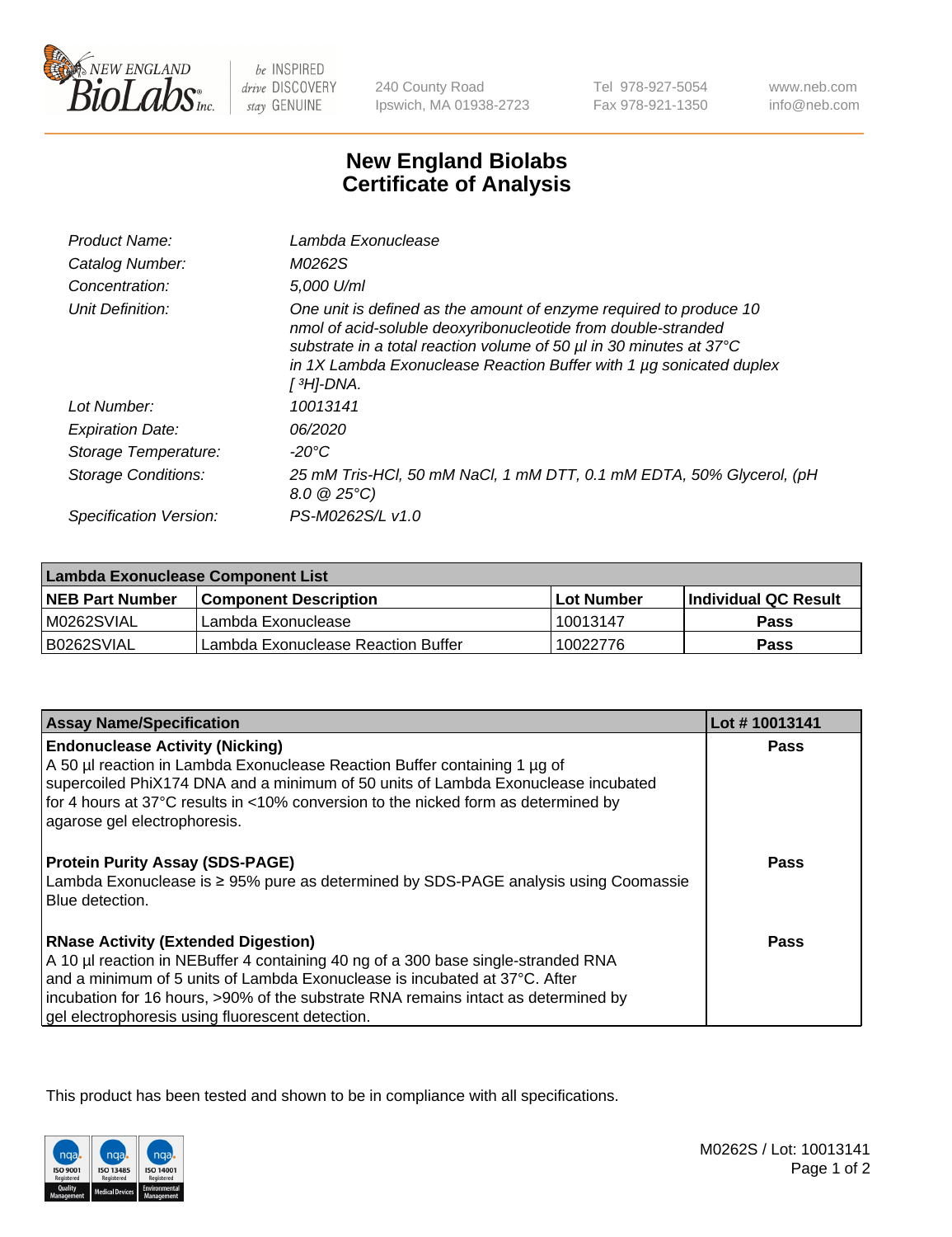be INSPIRED
drive DISCOVERY
stay GENUINE

240 County Road
Ipswich, MA 01938-2723

Tel 978-927-5054
Fax 978-921-1350

www.neb.com
info@neb.com

# New England Biolabs
# Certificate of Analysis

| | |
|---|---|
| *Product Name:* | *Lambda Exonuclease* |
| *Catalog Number:* | *M0262S* |
| *Concentration:* | *5,000 U/ml* |
| *Unit Definition:* | *One unit is defined as the amount of enzyme required to produce 10 nmol of acid-soluble deoxyribonucleotide from double-stranded substrate in a total reaction volume of 50 µl in 30 minutes at 37°C in 1X Lambda Exonuclease Reaction Buffer with 1 µg sonicated duplex [ $^3$H]-DNA.* |
| *Lot Number:* | *10013141* |
| *Expiration Date:* | *06/2020* |
| *Storage Temperature:* | *-20°C* |
| *Storage Conditions:* | *25 mM Tris-HCl, 50 mM NaCl, 1 mM DTT, 0.1 mM EDTA, 50% Glycerol, (pH 8.0 @ 25°C)* |
| *Specification Version:* | *PS-M0262S/L v1.0* |

| **Lambda Exonuclease Component List** | | | |
|---|---|---|---|
| **NEB Part Number** | **Component Description** | **Lot Number** | **Individual QC Result** |
| M0262SVIAL | Lambda Exonuclease | 10013147 | **Pass** |
| B0262SVIAL | Lambda Exonuclease Reaction Buffer | 10022776 | **Pass** |

| **Assay Name/Specification** | **Lot # 10013141** |
|---|---|
| **Endonuclease Activity (Nicking)**<br>A 50 µl reaction in Lambda Exonuclease Reaction Buffer containing 1 µg of supercoiled PhiX174 DNA and a minimum of 50 units of Lambda Exonuclease incubated for 4 hours at 37°C results in <10% conversion to the nicked form as determined by agarose gel electrophoresis. | **Pass** |
| **Protein Purity Assay (SDS-PAGE)**<br>Lambda Exonuclease is ≥ 95% pure as determined by SDS-PAGE analysis using Coomassie Blue detection. | **Pass** |
| **RNase Activity (Extended Digestion)**<br>A 10 µl reaction in NEBuffer 4 containing 40 ng of a 300 base single-stranded RNA and a minimum of 5 units of Lambda Exonuclease is incubated at 37°C. After incubation for 16 hours, >90% of the substrate RNA remains intact as determined by gel electrophoresis using fluorescent detection. | **Pass** |

This product has been tested and shown to be in compliance with all specifications.

M0262S / Lot: 10013141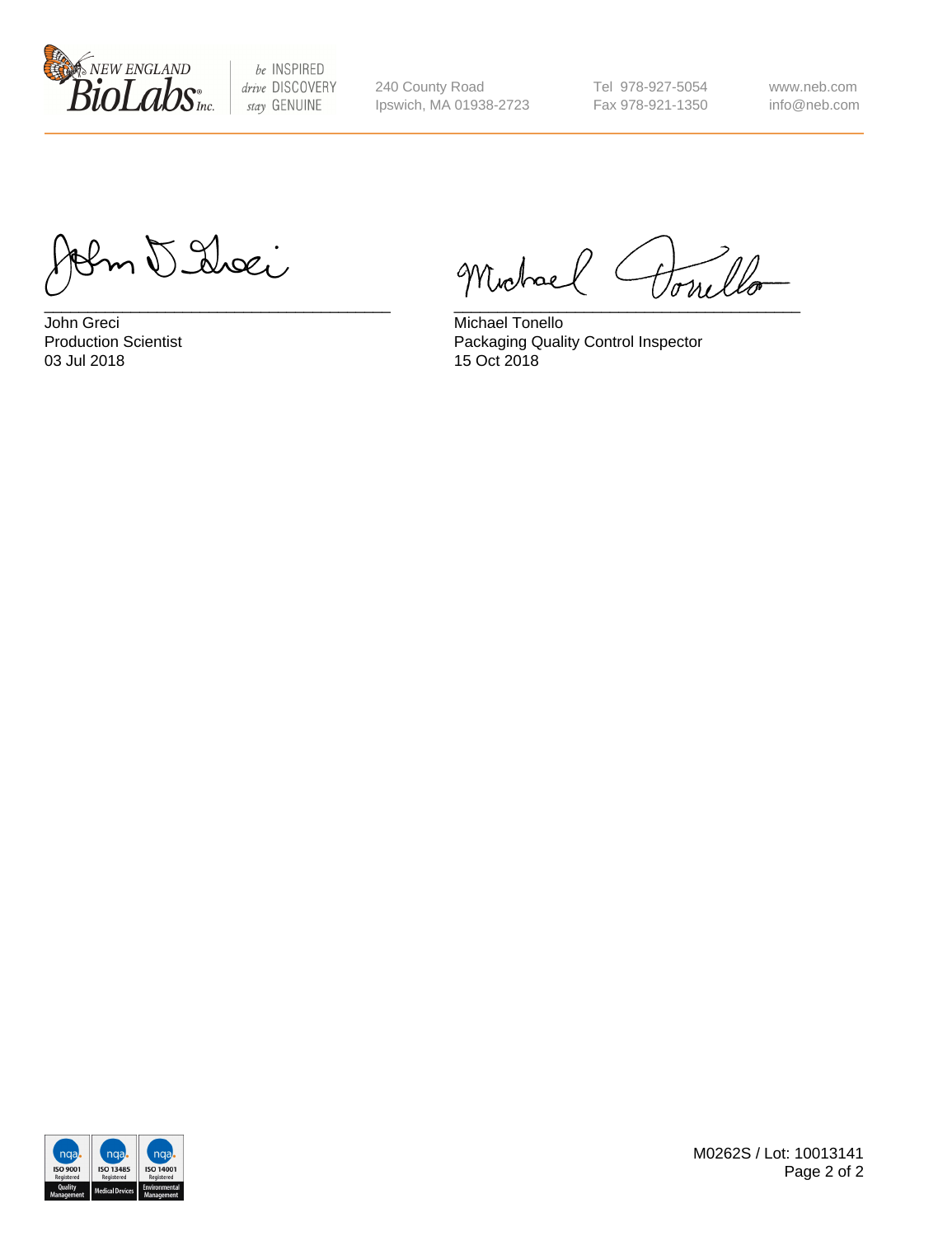John Greci
Production Scientist
03 Jul 2018

Michael Tonello
Packaging Quality Control Inspector
15 Oct 2018

M0262S / Lot: 10013141